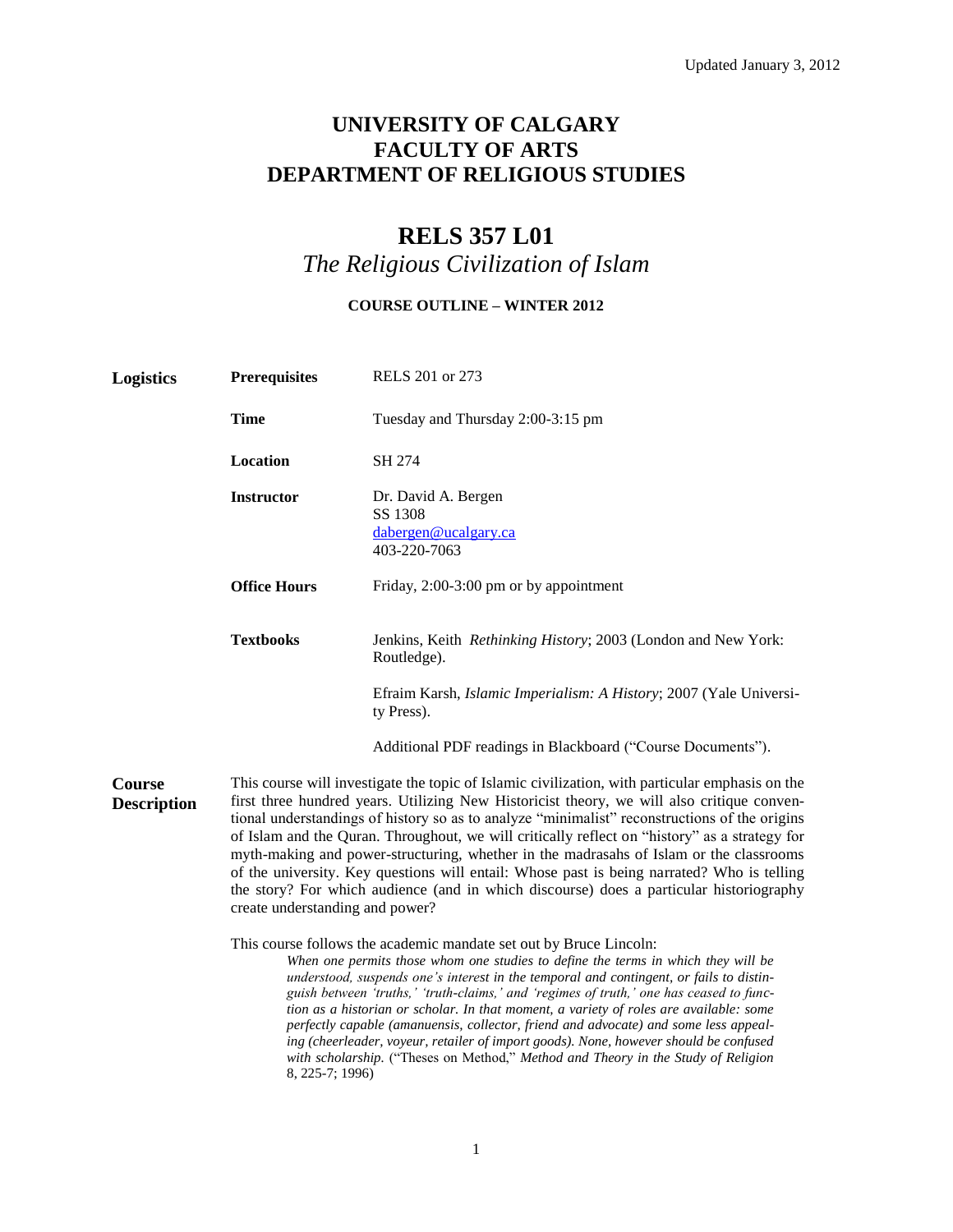Updated January 3, 2012

# UNIVERSITY OF CALGARY
# FACULTY OF ARTS
# DEPARTMENT OF RELIGIOUS STUDIES

## RELS 357 L01
## *The Religious Civilization of Islam*

**COURSE OUTLINE – WINTER 2012**

**Logistics**

| | |
|---|---|
| **Prerequisites** | RELS 201 or 273 |
| **Time** | Tuesday and Thursday 2:00-3:15 pm |
| **Location** | SH 274 |
| **Instructor** | Dr. David A. Bergen<br>SS 1308<br>dabergen@ucalgary.ca<br>403-220-7063 |
| **Office Hours** | Friday, 2:00-3:00 pm or by appointment |
| **Textbooks** | Jenkins, Keith *Rethinking History*; 2003 (London and New York: Routledge).<br><br>Efraim Karsh, *Islamic Imperialism: A History*; 2007 (Yale University Press).<br><br>Additional PDF readings in Blackboard ("Course Documents"). |

**Course Description**

This course will investigate the topic of Islamic civilization, with particular emphasis on the first three hundred years. Utilizing New Historicist theory, we will also critique conventional understandings of history so as to analyze "minimalist" reconstructions of the origins of Islam and the Quran. Throughout, we will critically reflect on "history" as a strategy for myth-making and power-structuring, whether in the madrasahs of Islam or the classrooms of the university. Key questions will entail: Whose past is being narrated? Who is telling the story? For which audience (and in which discourse) does a particular historiography create understanding and power?

This course follows the academic mandate set out by Bruce Lincoln:

> *When one permits those whom one studies to define the terms in which they will be understood, suspends one's interest in the temporal and contingent, or fails to distinguish between 'truths,' 'truth-claims,' and 'regimes of truth,' one has ceased to function as a historian or scholar. In that moment, a variety of roles are available: some perfectly capable (amanuensis, collector, friend and advocate) and some less appealing (cheerleader, voyeur, retailer of import goods). None, however should be confused with scholarship.* ("Theses on Method," *Method and Theory in the Study of Religion* 8, 225-7; 1996)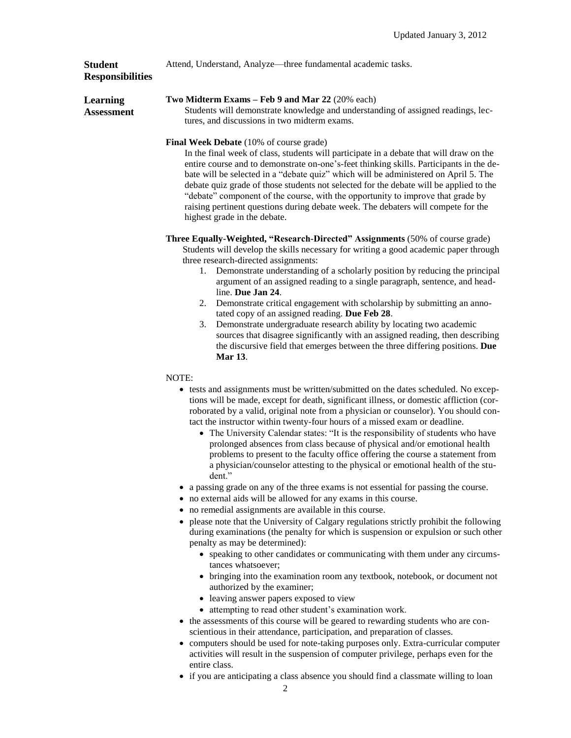**Student Responsibilities**

Attend, Understand, Analyze—three fundamental academic tasks.

**Learning Assessment**

**Two Midterm Exams – Feb 9 and Mar 22** (20% each)

Students will demonstrate knowledge and understanding of assigned readings, lectures, and discussions in two midterm exams.

**Final Week Debate** (10% of course grade)

In the final week of class, students will participate in a debate that will draw on the entire course and to demonstrate on-one's-feet thinking skills. Participants in the debate will be selected in a "debate quiz" which will be administered on April 5. The debate quiz grade of those students not selected for the debate will be applied to the "debate" component of the course, with the opportunity to improve that grade by raising pertinent questions during debate week. The debaters will compete for the highest grade in the debate.

**Three Equally-Weighted, "Research-Directed" Assignments** (50% of course grade)

Students will develop the skills necessary for writing a good academic paper through three research-directed assignments:

1. Demonstrate understanding of a scholarly position by reducing the principal argument of an assigned reading to a single paragraph, sentence, and headline. **Due Jan 24**.
2. Demonstrate critical engagement with scholarship by submitting an annotated copy of an assigned reading. **Due Feb 28**.
3. Demonstrate undergraduate research ability by locating two academic sources that disagree significantly with an assigned reading, then describing the discursive field that emerges between the three differing positions. **Due Mar 13**.

NOTE:

- tests and assignments must be written/submitted on the dates scheduled. No exceptions will be made, except for death, significant illness, or domestic affliction (corroborated by a valid, original note from a physician or counselor). You should contact the instructor within twenty-four hours of a missed exam or deadline.
  - The University Calendar states: "It is the responsibility of students who have prolonged absences from class because of physical and/or emotional health problems to present to the faculty office offering the course a statement from a physician/counselor attesting to the physical or emotional health of the student."
- a passing grade on any of the three exams is not essential for passing the course.
- no external aids will be allowed for any exams in this course.
- no remedial assignments are available in this course.
- please note that the University of Calgary regulations strictly prohibit the following during examinations (the penalty for which is suspension or expulsion or such other penalty as may be determined):
  - speaking to other candidates or communicating with them under any circumstances whatsoever;
  - bringing into the examination room any textbook, notebook, or document not authorized by the examiner;
  - leaving answer papers exposed to view
  - attempting to read other student's examination work.
- the assessments of this course will be geared to rewarding students who are conscientious in their attendance, participation, and preparation of classes.
- computers should be used for note-taking purposes only. Extra-curricular computer activities will result in the suspension of computer privilege, perhaps even for the entire class.
- if you are anticipating a class absence you should find a classmate willing to loan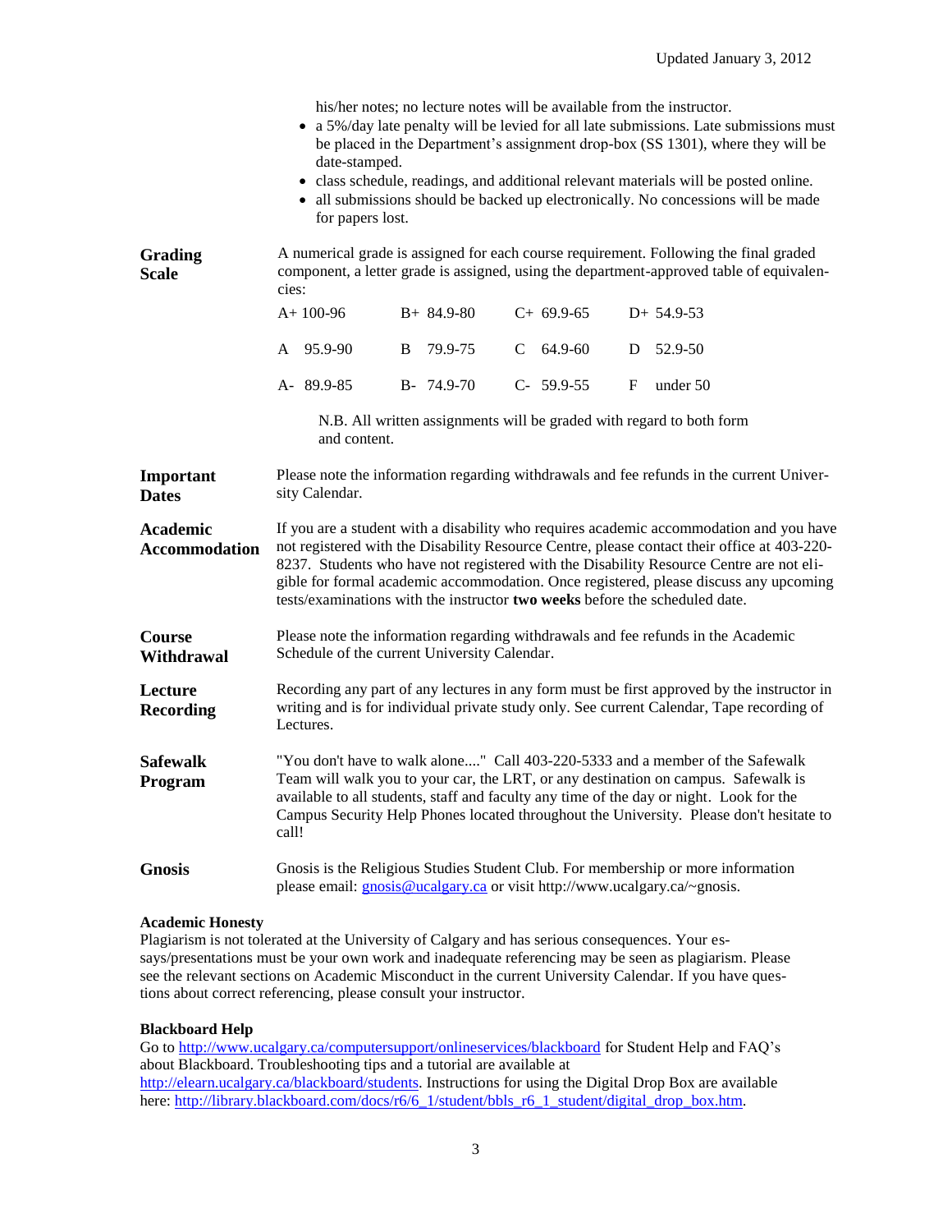his/her notes; no lecture notes will be available from the instructor.

- a 5%/day late penalty will be levied for all late submissions. Late submissions must be placed in the Department's assignment drop-box (SS 1301), where they will be date-stamped.
- class schedule, readings, and additional relevant materials will be posted online.
- all submissions should be backed up electronically. No concessions will be made for papers lost.

**Grading Scale**

A numerical grade is assigned for each course requirement. Following the final graded component, a letter grade is assigned, using the department-approved table of equivalencies:

| | | | |
|---|---|---|---|
| A+ 100-96 | B+ 84.9-80 | C+ 69.9-65 | D+ 54.9-53 |
| A 95.9-90 | B 79.9-75 | C 64.9-60 | D 52.9-50 |
| A- 89.9-85 | B- 74.9-70 | C- 59.9-55 | F under 50 |

N.B. All written assignments will be graded with regard to both form and content.

**Important Dates**

Please note the information regarding withdrawals and fee refunds in the current University Calendar.

**Academic Accommodation**

If you are a student with a disability who requires academic accommodation and you have not registered with the Disability Resource Centre, please contact their office at 403-220-8237. Students who have not registered with the Disability Resource Centre are not eligible for formal academic accommodation. Once registered, please discuss any upcoming tests/examinations with the instructor **two weeks** before the scheduled date.

**Course Withdrawal**

Please note the information regarding withdrawals and fee refunds in the Academic Schedule of the current University Calendar.

**Lecture Recording**

Recording any part of any lectures in any form must be first approved by the instructor in writing and is for individual private study only. See current Calendar, Tape recording of Lectures.

**Safewalk Program**

"You don't have to walk alone...." Call 403-220-5333 and a member of the Safewalk Team will walk you to your car, the LRT, or any destination on campus. Safewalk is available to all students, staff and faculty any time of the day or night. Look for the Campus Security Help Phones located throughout the University. Please don't hesitate to call!

**Gnosis**

Gnosis is the Religious Studies Student Club. For membership or more information please email: gnosis@ucalgary.ca or visit http://www.ucalgary.ca/~gnosis.

**Academic Honesty**

Plagiarism is not tolerated at the University of Calgary and has serious consequences. Your essays/presentations must be your own work and inadequate referencing may be seen as plagiarism. Please see the relevant sections on Academic Misconduct in the current University Calendar. If you have questions about correct referencing, please consult your instructor.

**Blackboard Help**

Go to http://www.ucalgary.ca/computersupport/onlineservices/blackboard for Student Help and FAQ's about Blackboard. Troubleshooting tips and a tutorial are available at http://elearn.ucalgary.ca/blackboard/students. Instructions for using the Digital Drop Box are available here: http://library.blackboard.com/docs/r6/6_1/student/bbls_r6_1_student/digital_drop_box.htm.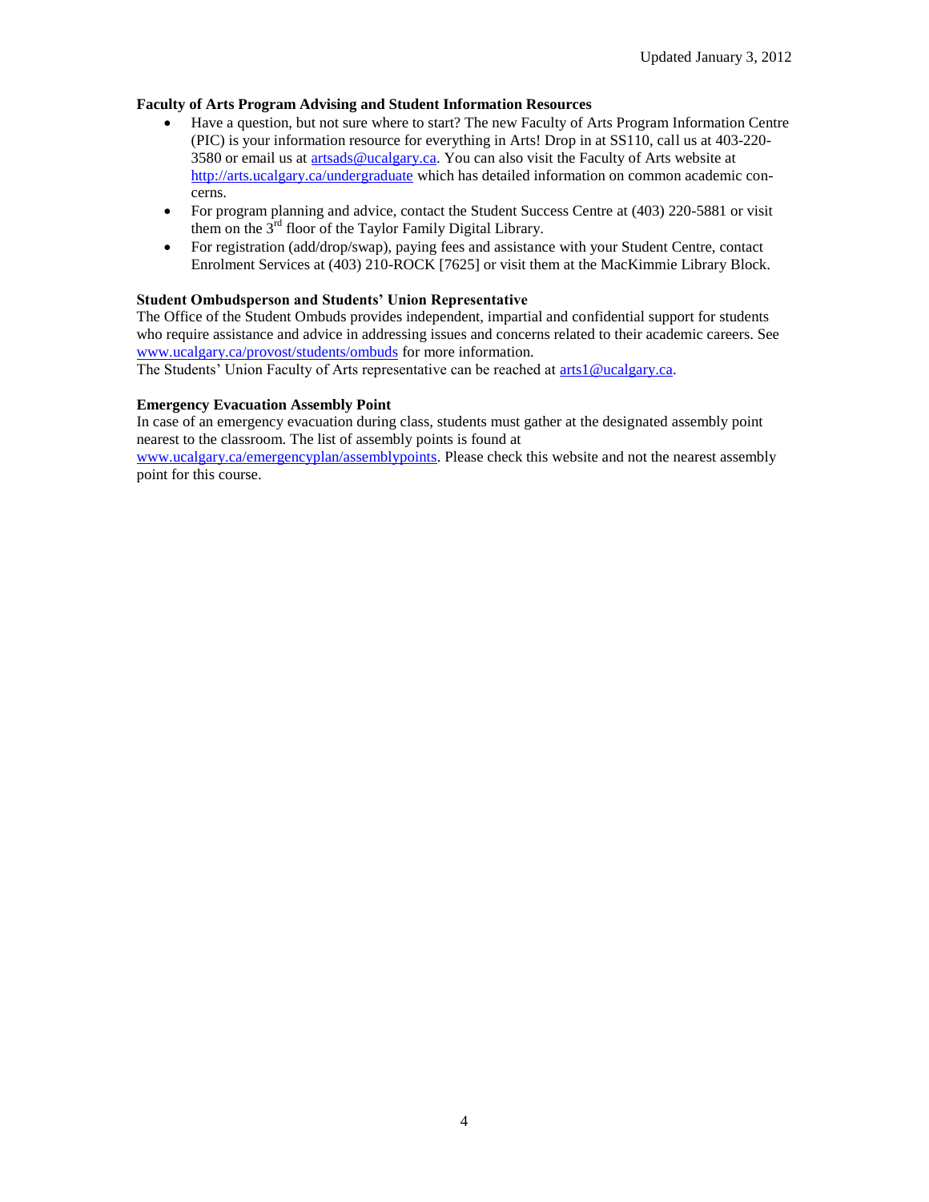**Faculty of Arts Program Advising and Student Information Resources**

- Have a question, but not sure where to start? The new Faculty of Arts Program Information Centre (PIC) is your information resource for everything in Arts! Drop in at SS110, call us at 403-220-3580 or email us at artsads@ucalgary.ca. You can also visit the Faculty of Arts website at http://arts.ucalgary.ca/undergraduate which has detailed information on common academic concerns.
- For program planning and advice, contact the Student Success Centre at (403) 220-5881 or visit them on the 3rd floor of the Taylor Family Digital Library.
- For registration (add/drop/swap), paying fees and assistance with your Student Centre, contact Enrolment Services at (403) 210-ROCK [7625] or visit them at the MacKimmie Library Block.

**Student Ombudsperson and Students' Union Representative**

The Office of the Student Ombuds provides independent, impartial and confidential support for students who require assistance and advice in addressing issues and concerns related to their academic careers. See www.ucalgary.ca/provost/students/ombuds for more information.

The Students' Union Faculty of Arts representative can be reached at arts1@ucalgary.ca.

**Emergency Evacuation Assembly Point**

In case of an emergency evacuation during class, students must gather at the designated assembly point nearest to the classroom. The list of assembly points is found at www.ucalgary.ca/emergencyplan/assemblypoints. Please check this website and not the nearest assembly point for this course.